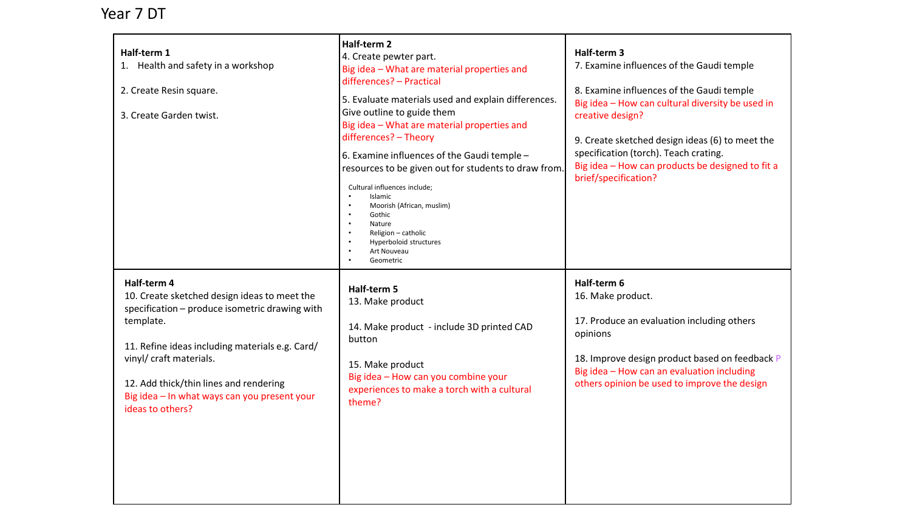# Year 7 DT

## Half-term 1

1. Health and safety in a workshop

2. Create Resin square.

3. Create Garden twist.

## Half-term 2

4. Create pewter part.
Big idea – What are material properties and differences? – Practical

5. Evaluate materials used and explain differences. Give outline to guide them
Big idea – What are material properties and differences? – Theory

6. Examine influences of the Gaudi temple – resources to be given out for students to draw from.

Cultural influences include;

- Islamic
- Moorish (African, muslim)
- Gothic
- Nature
- Religion – catholic
- Hyperboloid structures
- Art Nouveau
- Geometric

## Half-term 3

7. Examine influences of the Gaudi temple

8. Examine influences of the Gaudi temple
Big idea – How can cultural diversity be used in creative design?

9. Create sketched design ideas (6) to meet the specification (torch). Teach crating.
Big idea – How can products be designed to fit a brief/specification?

## Half-term 4

10. Create sketched design ideas to meet the specification – produce isometric drawing with template.

11. Refine ideas including materials e.g. Card/ vinyl/ craft materials.

12. Add thick/thin lines and rendering
Big idea – In what ways can you present your ideas to others?

## Half-term 5

13. Make product

14. Make product - include 3D printed CAD button

15. Make product
Big idea – How can you combine your experiences to make a torch with a cultural theme?

## Half-term 6

16. Make product.

17. Produce an evaluation including others opinions

18. Improve design product based on feedback P
Big idea – How can an evaluation including others opinion be used to improve the design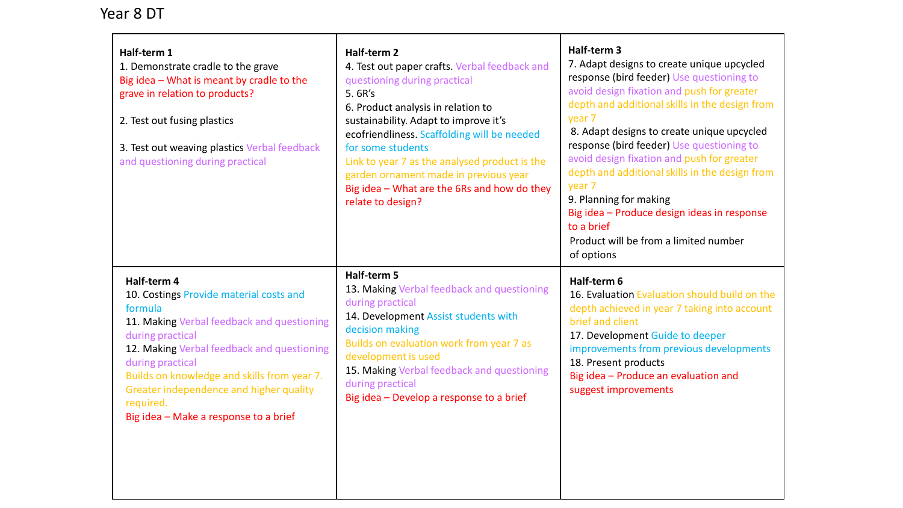# Year 8 DT

| Half-term 1 | Half-term 2 | Half-term 3 |
|---|---|---|
| 1. Demonstrate cradle to the grave<br>Big idea – What is meant by cradle to the grave in relation to products?<br><br>2. Test out fusing plastics<br><br>3. Test out weaving plastics Verbal feedback and questioning during practical | 4. Test out paper crafts. Verbal feedback and questioning during practical<br>5. 6R's<br>6. Product analysis in relation to sustainability. Adapt to improve it's ecofriendliness. Scaffolding will be needed for some students<br>Link to year 7 as the analysed product is the garden ornament made in previous year<br>Big idea – What are the 6Rs and how do they relate to design? | 7. Adapt designs to create unique upcycled response (bird feeder) Use questioning to avoid design fixation and push for greater depth and additional skills in the design from year 7<br>8. Adapt designs to create unique upcycled response (bird feeder) Use questioning to avoid design fixation and push for greater depth and additional skills in the design from year 7<br>9. Planning for making<br>Big idea – Produce design ideas in response to a brief<br>Product will be from a limited number of options |

| Half-term 4 | Half-term 5 | Half-term 6 |
|---|---|---|
| 10. Costings Provide material costs and formula<br>11. Making Verbal feedback and questioning during practical<br>12. Making Verbal feedback and questioning during practical<br>Builds on knowledge and skills from year 7. Greater independence and higher quality required.<br>Big idea – Make a response to a brief | 13. Making Verbal feedback and questioning during practical<br>14. Development Assist students with decision making<br>Builds on evaluation work from year 7 as development is used<br>15. Making Verbal feedback and questioning during practical<br>Big idea – Develop a response to a brief | 16. Evaluation Evaluation should build on the depth achieved in year 7 taking into account brief and client<br>17. Development Guide to deeper improvements from previous developments<br>18. Present products<br>Big idea – Produce an evaluation and suggest improvements |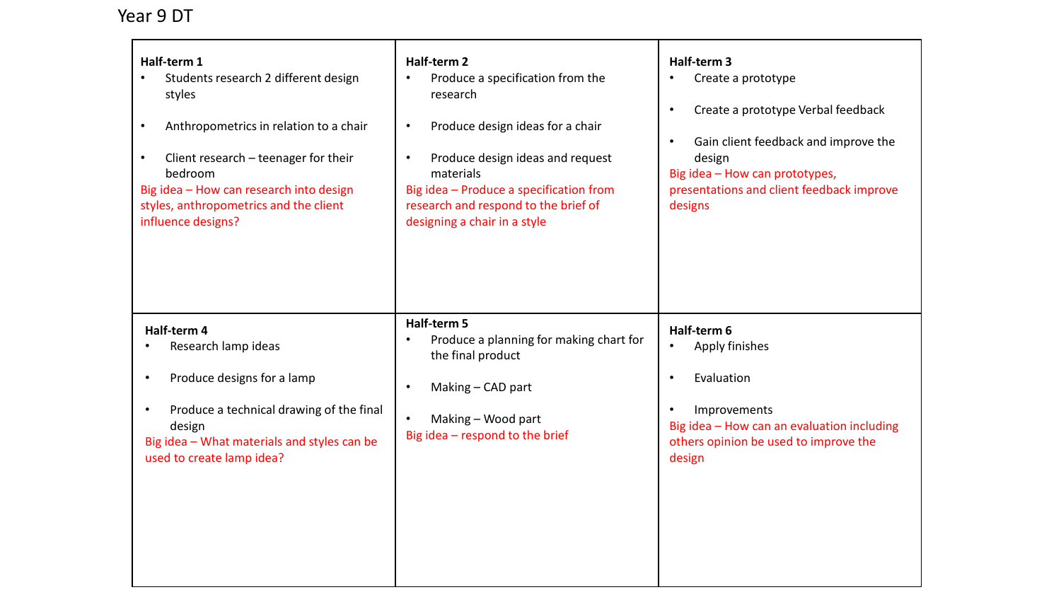# Year 9 DT

| | | |
|---|---|---|
| **Half-term 1**<br>• Students research 2 different design styles<br>• Anthropometrics in relation to a chair<br>• Client research – teenager for their bedroom<br>Big idea – How can research into design styles, anthropometrics and the client influence designs? | **Half-term 2**<br>• Produce a specification from the research<br>• Produce design ideas for a chair<br>• Produce design ideas and request materials<br>Big idea – Produce a specification from research and respond to the brief of designing a chair in a style | **Half-term 3**<br>• Create a prototype<br>• Create a prototype Verbal feedback<br>• Gain client feedback and improve the design<br>Big idea – How can prototypes, presentations and client feedback improve designs |
| **Half-term 4**<br>• Research lamp ideas<br>• Produce designs for a lamp<br>• Produce a technical drawing of the final design<br>Big idea – What materials and styles can be used to create lamp idea? | **Half-term 5**<br>• Produce a planning for making chart for the final product<br>• Making – CAD part<br>• Making – Wood part<br>Big idea – respond to the brief | **Half-term 6**<br>• Apply finishes<br>• Evaluation<br>• Improvements<br>Big idea – How can an evaluation including others opinion be used to improve the design |